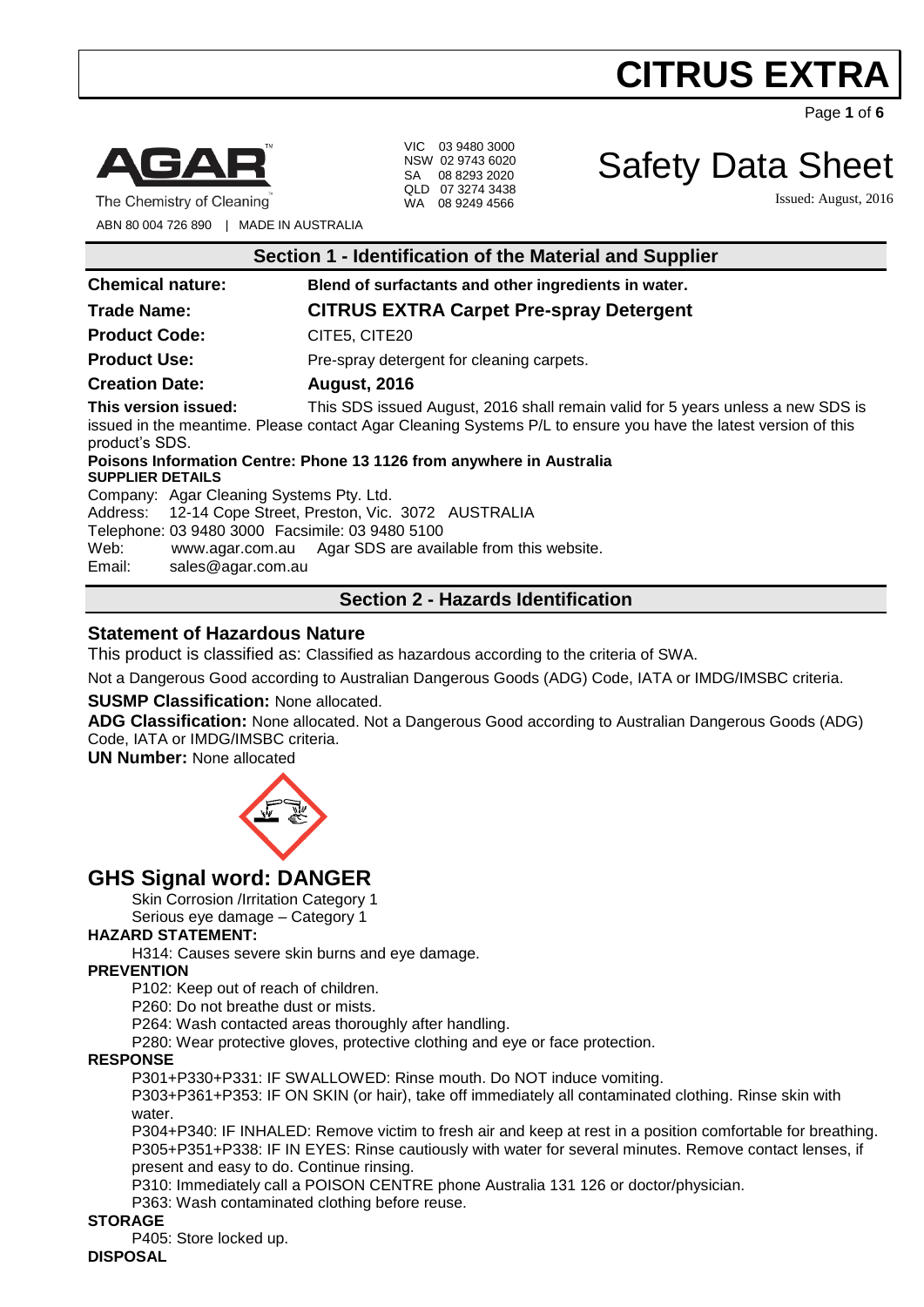# CITRUS EXTRA

AGAR™
The Chemistry of Cleaning™

ABN 80 004 726 890 | MADE IN AUSTRALIA

VIC 03 9480 3000
NSW 02 9743 6020
SA 08 8293 2020
QLD 07 3274 3438
WA 08 9249 4566

# Safety Data Sheet

Issued: August, 2016

## Section 1 - Identification of the Material and Supplier

**Chemical nature:** **Blend of surfactants and other ingredients in water.**

**Trade Name:** **CITRUS EXTRA Carpet Pre-spray Detergent**

**Product Code:** CITE5, CITE20

**Product Use:** Pre-spray detergent for cleaning carpets.

**Creation Date:** **August, 2016**

**This version issued:** This SDS issued August, 2016 shall remain valid for 5 years unless a new SDS is issued in the meantime. Please contact Agar Cleaning Systems P/L to ensure you have the latest version of this product's SDS.

**Poisons Information Centre: Phone 13 1126 from anywhere in Australia**

**SUPPLIER DETAILS**

Company: Agar Cleaning Systems Pty. Ltd.
Address: 12-14 Cope Street, Preston, Vic. 3072 AUSTRALIA
Telephone: 03 9480 3000 Facsimile: 03 9480 5100
Web: www.agar.com.au Agar SDS are available from this website.
Email: sales@agar.com.au

## Section 2 - Hazards Identification

### Statement of Hazardous Nature

This product is classified as: Classified as hazardous according to the criteria of SWA.

Not a Dangerous Good according to Australian Dangerous Goods (ADG) Code, IATA or IMDG/IMSBC criteria.

**SUSMP Classification:** None allocated.

**ADG Classification:** None allocated. Not a Dangerous Good according to Australian Dangerous Goods (ADG) Code, IATA or IMDG/IMSBC criteria.

**UN Number:** None allocated

## GHS Signal word: DANGER

Skin Corrosion /Irritation Category 1
Serious eye damage – Category 1

**HAZARD STATEMENT:**

H314: Causes severe skin burns and eye damage.

**PREVENTION**

P102: Keep out of reach of children.
P260: Do not breathe dust or mists.
P264: Wash contacted areas thoroughly after handling.
P280: Wear protective gloves, protective clothing and eye or face protection.

**RESPONSE**

P301+P330+P331: IF SWALLOWED: Rinse mouth. Do NOT induce vomiting.
P303+P361+P353: IF ON SKIN (or hair), take off immediately all contaminated clothing. Rinse skin with water.
P304+P340: IF INHALED: Remove victim to fresh air and keep at rest in a position comfortable for breathing.
P305+P351+P338: IF IN EYES: Rinse cautiously with water for several minutes. Remove contact lenses, if present and easy to do. Continue rinsing.
P310: Immediately call a POISON CENTRE phone Australia 131 126 or doctor/physician.
P363: Wash contaminated clothing before reuse.

**STORAGE**

P405: Store locked up.

**DISPOSAL**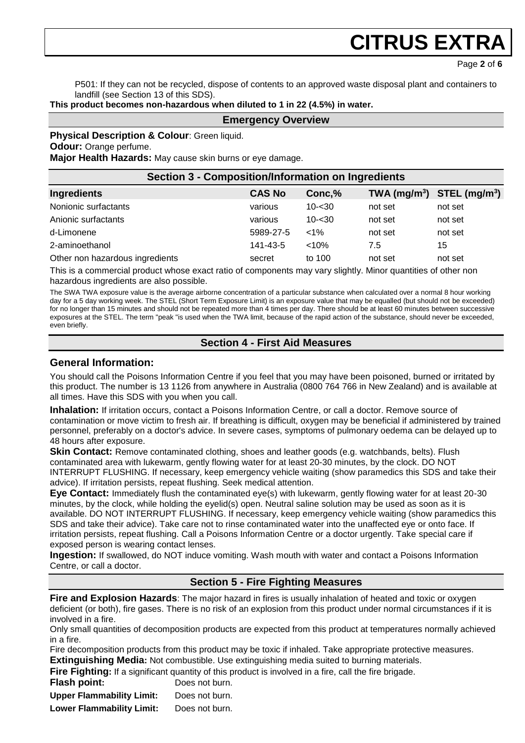P501: If they can not be recycled, dispose of contents to an approved waste disposal plant and containers to landfill (see Section 13 of this SDS).

**This product becomes non-hazardous when diluted to 1 in 22 (4.5%) in water.**

## Emergency Overview

**Physical Description & Colour**: Green liquid.

**Odour:** Orange perfume.

**Major Health Hazards:** May cause skin burns or eye damage.

## Section 3 - Composition/Information on Ingredients

| Ingredients | CAS No | Conc,% | TWA ($mg/m^3$) | STEL ($mg/m^3$) |
|---|---|---|---|---|
| Nonionic surfactants | various | 10-<30 | not set | not set |
| Anionic surfactants | various | 10-<30 | not set | not set |
| d-Limonene | 5989-27-5 | <1% | not set | not set |
| 2-aminoethanol | 141-43-5 | <10% | 7.5 | 15 |
| Other non hazardous ingredients | secret | to 100 | not set | not set |

This is a commercial product whose exact ratio of components may vary slightly. Minor quantities of other non hazardous ingredients are also possible.

The SWA TWA exposure value is the average airborne concentration of a particular substance when calculated over a normal 8 hour working day for a 5 day working week. The STEL (Short Term Exposure Limit) is an exposure value that may be equalled (but should not be exceeded) for no longer than 15 minutes and should not be repeated more than 4 times per day. There should be at least 60 minutes between successive exposures at the STEL. The term "peak "is used when the TWA limit, because of the rapid action of the substance, should never be exceeded, even briefly.

## Section 4 - First Aid Measures

### General Information:

You should call the Poisons Information Centre if you feel that you may have been poisoned, burned or irritated by this product. The number is 13 1126 from anywhere in Australia (0800 764 766 in New Zealand) and is available at all times. Have this SDS with you when you call.

**Inhalation:** If irritation occurs, contact a Poisons Information Centre, or call a doctor. Remove source of contamination or move victim to fresh air. If breathing is difficult, oxygen may be beneficial if administered by trained personnel, preferably on a doctor's advice. In severe cases, symptoms of pulmonary oedema can be delayed up to 48 hours after exposure.

**Skin Contact:** Remove contaminated clothing, shoes and leather goods (e.g. watchbands, belts). Flush contaminated area with lukewarm, gently flowing water for at least 20-30 minutes, by the clock. DO NOT INTERRUPT FLUSHING. If necessary, keep emergency vehicle waiting (show paramedics this SDS and take their advice). If irritation persists, repeat flushing. Seek medical attention.

**Eye Contact:** Immediately flush the contaminated eye(s) with lukewarm, gently flowing water for at least 20-30 minutes, by the clock, while holding the eyelid(s) open. Neutral saline solution may be used as soon as it is available. DO NOT INTERRUPT FLUSHING. If necessary, keep emergency vehicle waiting (show paramedics this SDS and take their advice). Take care not to rinse contaminated water into the unaffected eye or onto face. If irritation persists, repeat flushing. Call a Poisons Information Centre or a doctor urgently. Take special care if exposed person is wearing contact lenses.

**Ingestion:** If swallowed, do NOT induce vomiting. Wash mouth with water and contact a Poisons Information Centre, or call a doctor.

## Section 5 - Fire Fighting Measures

**Fire and Explosion Hazards**: The major hazard in fires is usually inhalation of heated and toxic or oxygen deficient (or both), fire gases. There is no risk of an explosion from this product under normal circumstances if it is involved in a fire.

Only small quantities of decomposition products are expected from this product at temperatures normally achieved in a fire.

Fire decomposition products from this product may be toxic if inhaled. Take appropriate protective measures.

**Extinguishing Media:** Not combustible. Use extinguishing media suited to burning materials.

**Fire Fighting:** If a significant quantity of this product is involved in a fire, call the fire brigade.

**Flash point:** Does not burn.

**Upper Flammability Limit:** Does not burn.

**Lower Flammability Limit:** Does not burn.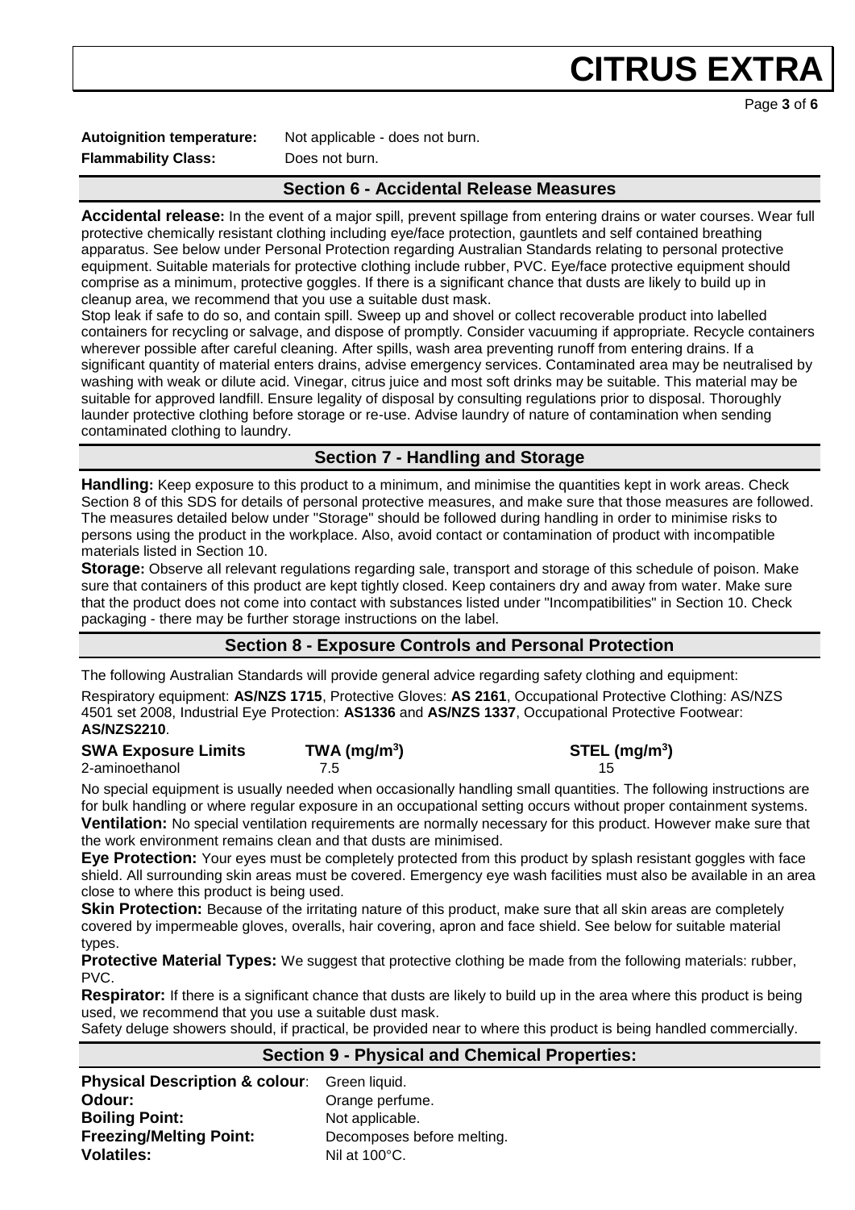**Autoignition temperature:** Not applicable - does not burn.
**Flammability Class:** Does not burn.

## Section 6 - Accidental Release Measures

**Accidental release:** In the event of a major spill, prevent spillage from entering drains or water courses. Wear full protective chemically resistant clothing including eye/face protection, gauntlets and self contained breathing apparatus. See below under Personal Protection regarding Australian Standards relating to personal protective equipment. Suitable materials for protective clothing include rubber, PVC. Eye/face protective equipment should comprise as a minimum, protective goggles. If there is a significant chance that dusts are likely to build up in cleanup area, we recommend that you use a suitable dust mask.
Stop leak if safe to do so, and contain spill. Sweep up and shovel or collect recoverable product into labelled containers for recycling or salvage, and dispose of promptly. Consider vacuuming if appropriate. Recycle containers wherever possible after careful cleaning. After spills, wash area preventing runoff from entering drains. If a significant quantity of material enters drains, advise emergency services. Contaminated area may be neutralised by washing with weak or dilute acid. Vinegar, citrus juice and most soft drinks may be suitable. This material may be suitable for approved landfill. Ensure legality of disposal by consulting regulations prior to disposal. Thoroughly launder protective clothing before storage or re-use. Advise laundry of nature of contamination when sending contaminated clothing to laundry.

## Section 7 - Handling and Storage

**Handling:** Keep exposure to this product to a minimum, and minimise the quantities kept in work areas. Check Section 8 of this SDS for details of personal protective measures, and make sure that those measures are followed. The measures detailed below under "Storage" should be followed during handling in order to minimise risks to persons using the product in the workplace. Also, avoid contact or contamination of product with incompatible materials listed in Section 10.

**Storage:** Observe all relevant regulations regarding sale, transport and storage of this schedule of poison. Make sure that containers of this product are kept tightly closed. Keep containers dry and away from water. Make sure that the product does not come into contact with substances listed under "Incompatibilities" in Section 10. Check packaging - there may be further storage instructions on the label.

## Section 8 - Exposure Controls and Personal Protection

The following Australian Standards will provide general advice regarding safety clothing and equipment:

Respiratory equipment: **AS/NZS 1715**, Protective Gloves: **AS 2161**, Occupational Protective Clothing: AS/NZS 4501 set 2008, Industrial Eye Protection: **AS1336** and **AS/NZS 1337**, Occupational Protective Footwear: **AS/NZS2210**.

| SWA Exposure Limits | TWA ($mg/m^3$) | STEL ($mg/m^3$) |
|---|---|---|
| 2-aminoethanol | 7.5 | 15 |

No special equipment is usually needed when occasionally handling small quantities. The following instructions are for bulk handling or where regular exposure in an occupational setting occurs without proper containment systems.

**Ventilation:** No special ventilation requirements are normally necessary for this product. However make sure that the work environment remains clean and that dusts are minimised.

**Eye Protection:** Your eyes must be completely protected from this product by splash resistant goggles with face shield. All surrounding skin areas must be covered. Emergency eye wash facilities must also be available in an area close to where this product is being used.

**Skin Protection:** Because of the irritating nature of this product, make sure that all skin areas are completely covered by impermeable gloves, overalls, hair covering, apron and face shield. See below for suitable material types.

**Protective Material Types:** We suggest that protective clothing be made from the following materials: rubber, PVC.

**Respirator:** If there is a significant chance that dusts are likely to build up in the area where this product is being used, we recommend that you use a suitable dust mask.

Safety deluge showers should, if practical, be provided near to where this product is being handled commercially.

## Section 9 - Physical and Chemical Properties:

**Physical Description & colour**: Green liquid.
**Odour:** Orange perfume.
**Boiling Point:** Not applicable.
**Freezing/Melting Point:** Decomposes before melting.
**Volatiles:** Nil at 100°C.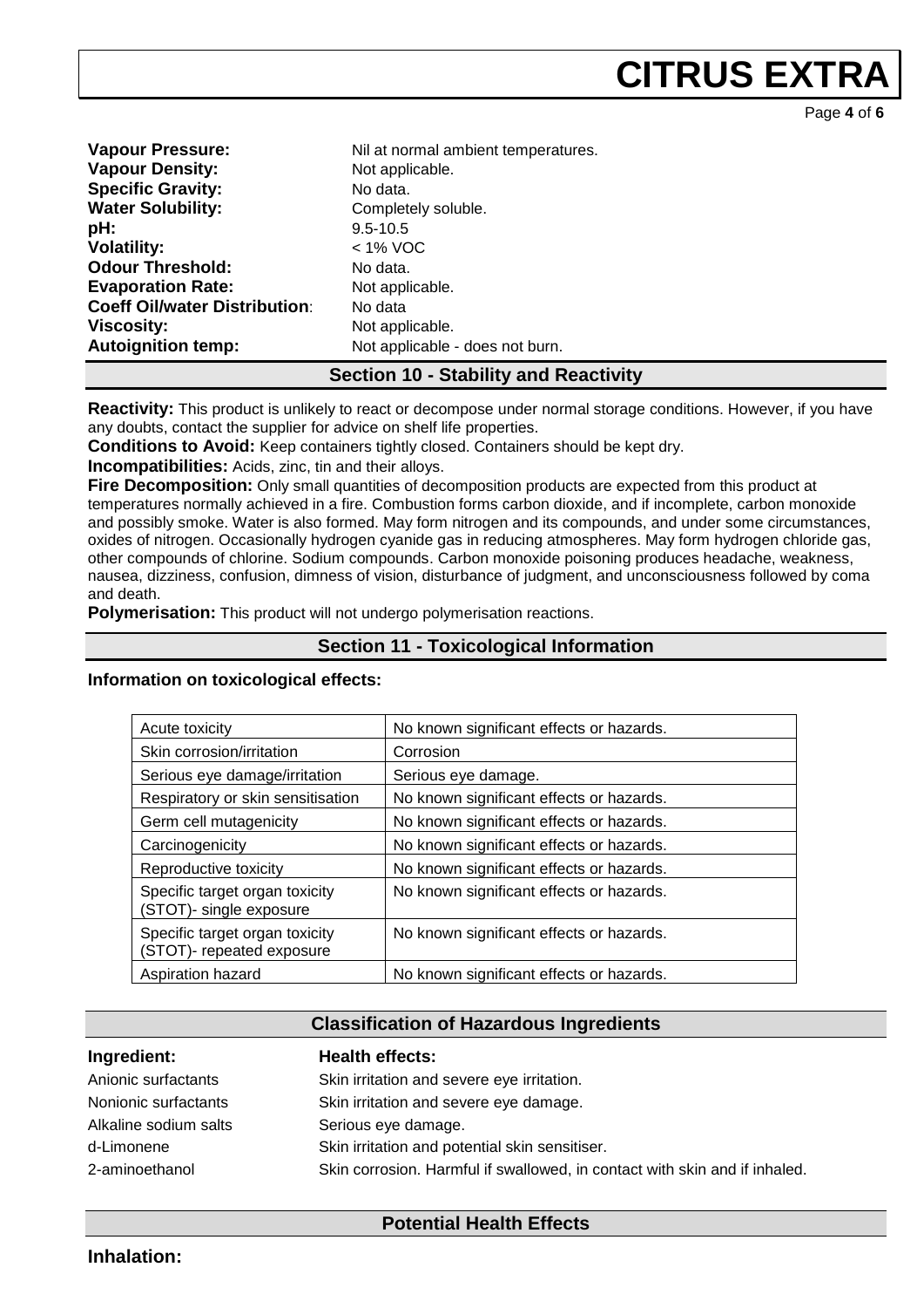**Vapour Pressure:** Nil at normal ambient temperatures.
**Vapour Density:** Not applicable.
**Specific Gravity:** No data.
**Water Solubility:** Completely soluble.
**pH:** 9.5-10.5
**Volatility:** < 1% VOC
**Odour Threshold:** No data.
**Evaporation Rate:** Not applicable.
**Coeff Oil/water Distribution**: No data
**Viscosity:** Not applicable.
**Autoignition temp:** Not applicable - does not burn.

## Section 10 - Stability and Reactivity

**Reactivity:** This product is unlikely to react or decompose under normal storage conditions. However, if you have any doubts, contact the supplier for advice on shelf life properties.

**Conditions to Avoid:** Keep containers tightly closed. Containers should be kept dry.

**Incompatibilities:** Acids, zinc, tin and their alloys.

**Fire Decomposition:** Only small quantities of decomposition products are expected from this product at temperatures normally achieved in a fire. Combustion forms carbon dioxide, and if incomplete, carbon monoxide and possibly smoke. Water is also formed. May form nitrogen and its compounds, and under some circumstances, oxides of nitrogen. Occasionally hydrogen cyanide gas in reducing atmospheres. May form hydrogen chloride gas, other compounds of chlorine. Sodium compounds. Carbon monoxide poisoning produces headache, weakness, nausea, dizziness, confusion, dimness of vision, disturbance of judgment, and unconsciousness followed by coma and death.

**Polymerisation:** This product will not undergo polymerisation reactions.

## Section 11 - Toxicological Information

**Information on toxicological effects:**

| | |
|---|---|
| Acute toxicity | No known significant effects or hazards. |
| Skin corrosion/irritation | Corrosion |
| Serious eye damage/irritation | Serious eye damage. |
| Respiratory or skin sensitisation | No known significant effects or hazards. |
| Germ cell mutagenicity | No known significant effects or hazards. |
| Carcinogenicity | No known significant effects or hazards. |
| Reproductive toxicity | No known significant effects or hazards. |
| Specific target organ toxicity (STOT)- single exposure | No known significant effects or hazards. |
| Specific target organ toxicity (STOT)- repeated exposure | No known significant effects or hazards. |
| Aspiration hazard | No known significant effects or hazards. |

## Classification of Hazardous Ingredients

| Ingredient: | Health effects: |
|---|---|
| Anionic surfactants | Skin irritation and severe eye irritation. |
| Nonionic surfactants | Skin irritation and severe eye damage. |
| Alkaline sodium salts | Serious eye damage. |
| d-Limonene | Skin irritation and potential skin sensitiser. |
| 2-aminoethanol | Skin corrosion. Harmful if swallowed, in contact with skin and if inhaled. |

## Potential Health Effects

**Inhalation:**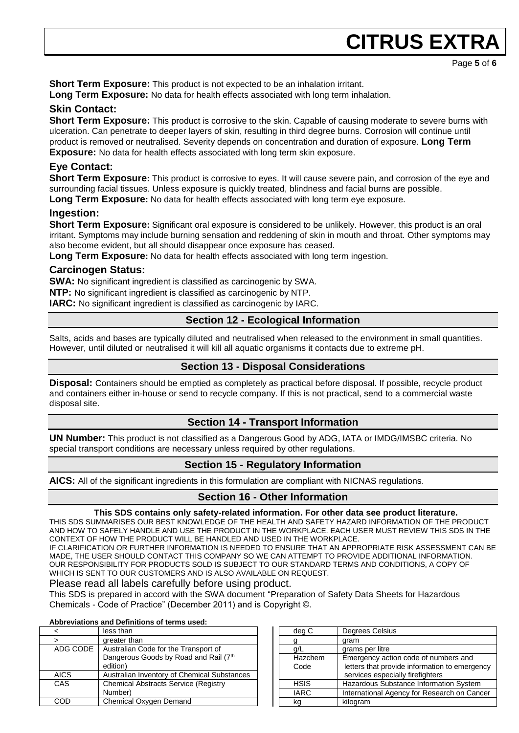**Short Term Exposure:** This product is not expected to be an inhalation irritant.
**Long Term Exposure:** No data for health effects associated with long term inhalation.

### Skin Contact:

**Short Term Exposure:** This product is corrosive to the skin. Capable of causing moderate to severe burns with ulceration. Can penetrate to deeper layers of skin, resulting in third degree burns. Corrosion will continue until product is removed or neutralised. Severity depends on concentration and duration of exposure. **Long Term Exposure:** No data for health effects associated with long term skin exposure.

### Eye Contact:

**Short Term Exposure:** This product is corrosive to eyes. It will cause severe pain, and corrosion of the eye and surrounding facial tissues. Unless exposure is quickly treated, blindness and facial burns are possible.
**Long Term Exposure:** No data for health effects associated with long term eye exposure.

### Ingestion:

**Short Term Exposure:** Significant oral exposure is considered to be unlikely. However, this product is an oral irritant. Symptoms may include burning sensation and reddening of skin in mouth and throat. Other symptoms may also become evident, but all should disappear once exposure has ceased.
**Long Term Exposure:** No data for health effects associated with long term ingestion.

### Carcinogen Status:

**SWA:** No significant ingredient is classified as carcinogenic by SWA.
**NTP:** No significant ingredient is classified as carcinogenic by NTP.
**IARC:** No significant ingredient is classified as carcinogenic by IARC.

## Section 12 - Ecological Information

Salts, acids and bases are typically diluted and neutralised when released to the environment in small quantities. However, until diluted or neutralised it will kill all aquatic organisms it contacts due to extreme pH.

## Section 13 - Disposal Considerations

**Disposal:** Containers should be emptied as completely as practical before disposal. If possible, recycle product and containers either in-house or send to recycle company. If this is not practical, send to a commercial waste disposal site.

## Section 14 - Transport Information

**UN Number:** This product is not classified as a Dangerous Good by ADG, IATA or IMDG/IMSBC criteria. No special transport conditions are necessary unless required by other regulations.

## Section 15 - Regulatory Information

**AICS:** All of the significant ingredients in this formulation are compliant with NICNAS regulations.

## Section 16 - Other Information

**This SDS contains only safety-related information. For other data see product literature.**

THIS SDS SUMMARISES OUR BEST KNOWLEDGE OF THE HEALTH AND SAFETY HAZARD INFORMATION OF THE PRODUCT AND HOW TO SAFELY HANDLE AND USE THE PRODUCT IN THE WORKPLACE. EACH USER MUST REVIEW THIS SDS IN THE CONTEXT OF HOW THE PRODUCT WILL BE HANDLED AND USED IN THE WORKPLACE.
IF CLARIFICATION OR FURTHER INFORMATION IS NEEDED TO ENSURE THAT AN APPROPRIATE RISK ASSESSMENT CAN BE MADE, THE USER SHOULD CONTACT THIS COMPANY SO WE CAN ATTEMPT TO PROVIDE ADDITIONAL INFORMATION.
OUR RESPONSIBILITY FOR PRODUCTS SOLD IS SUBJECT TO OUR STANDARD TERMS AND CONDITIONS, A COPY OF WHICH IS SENT TO OUR CUSTOMERS AND IS ALSO AVAILABLE ON REQUEST.

Please read all labels carefully before using product.

This SDS is prepared in accord with the SWA document "Preparation of Safety Data Sheets for Hazardous Chemicals - Code of Practice" (December 2011) and is Copyright ©.

**Abbreviations and Definitions of terms used:**

| | |
|---|---|
| < | less than |
| > | greater than |
| ADG CODE | Australian Code for the Transport of Dangerous Goods by Road and Rail (7th edition) |
| AICS | Australian Inventory of Chemical Substances |
| CAS | Chemical Abstracts Service (Registry Number) |
| COD | Chemical Oxygen Demand |

| | |
|---|---|
| deg C | Degrees Celsius |
| g | gram |
| g/L | grams per litre |
| Hazchem Code | Emergency action code of numbers and letters that provide information to emergency services especially firefighters |
| HSIS | Hazardous Substance Information System |
| IARC | International Agency for Research on Cancer |
| kg | kilogram |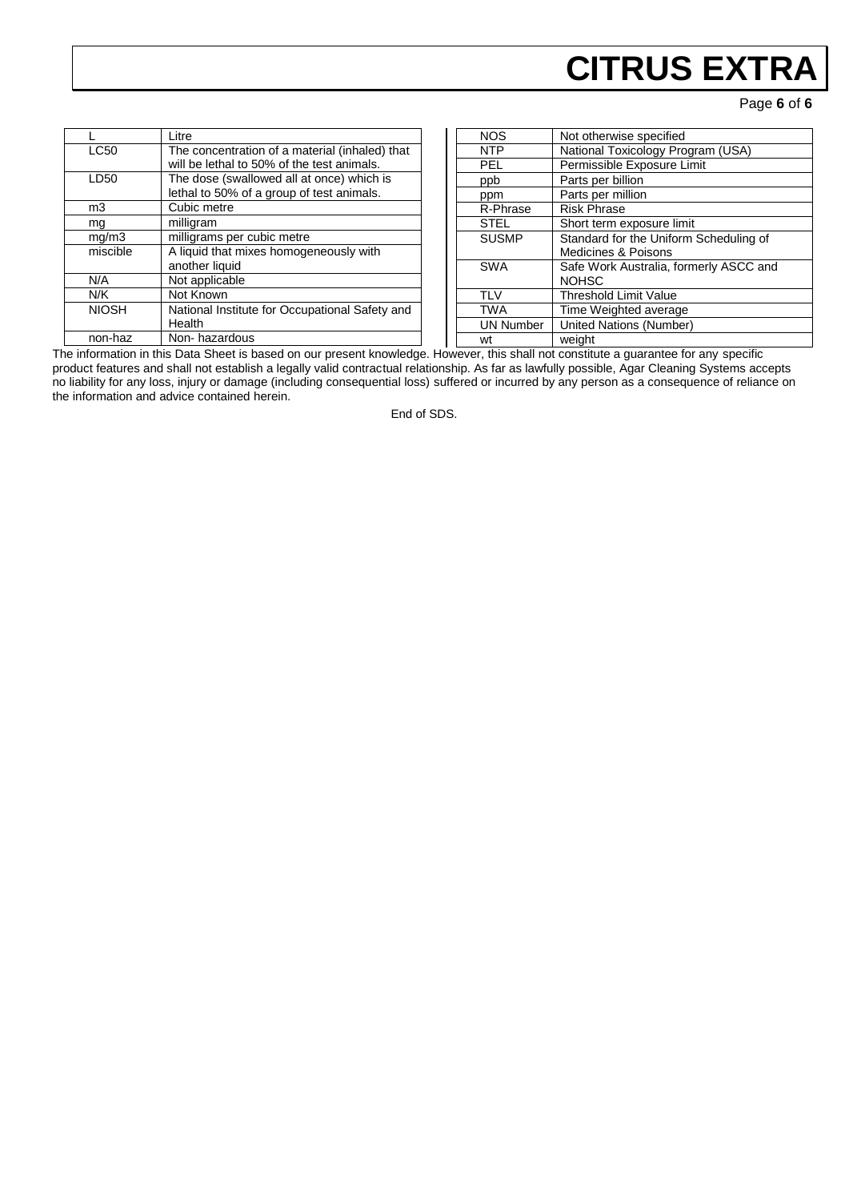| | |
|---|---|
| L | Litre |
| LC50 | The concentration of a material (inhaled) that will be lethal to 50% of the test animals. |
| LD50 | The dose (swallowed all at once) which is lethal to 50% of a group of test animals. |
| m3 | Cubic metre |
| mg | milligram |
| mg/m3 | milligrams per cubic metre |
| miscible | A liquid that mixes homogeneously with another liquid |
| N/A | Not applicable |
| N/K | Not Known |
| NIOSH | National Institute for Occupational Safety and Health |
| non-haz | Non- hazardous |
| NOS | Not otherwise specified |
| NTP | National Toxicology Program (USA) |
| PEL | Permissible Exposure Limit |
| ppb | Parts per billion |
| ppm | Parts per million |
| R-Phrase | Risk Phrase |
| STEL | Short term exposure limit |
| SUSMP | Standard for the Uniform Scheduling of Medicines & Poisons |
| SWA | Safe Work Australia, formerly ASCC and NOHSC |
| TLV | Threshold Limit Value |
| TWA | Time Weighted average |
| UN Number | United Nations (Number) |
| wt | weight |

The information in this Data Sheet is based on our present knowledge. However, this shall not constitute a guarantee for any specific product features and shall not establish a legally valid contractual relationship. As far as lawfully possible, Agar Cleaning Systems accepts no liability for any loss, injury or damage (including consequential loss) suffered or incurred by any person as a consequence of reliance on the information and advice contained herein.

End of SDS.